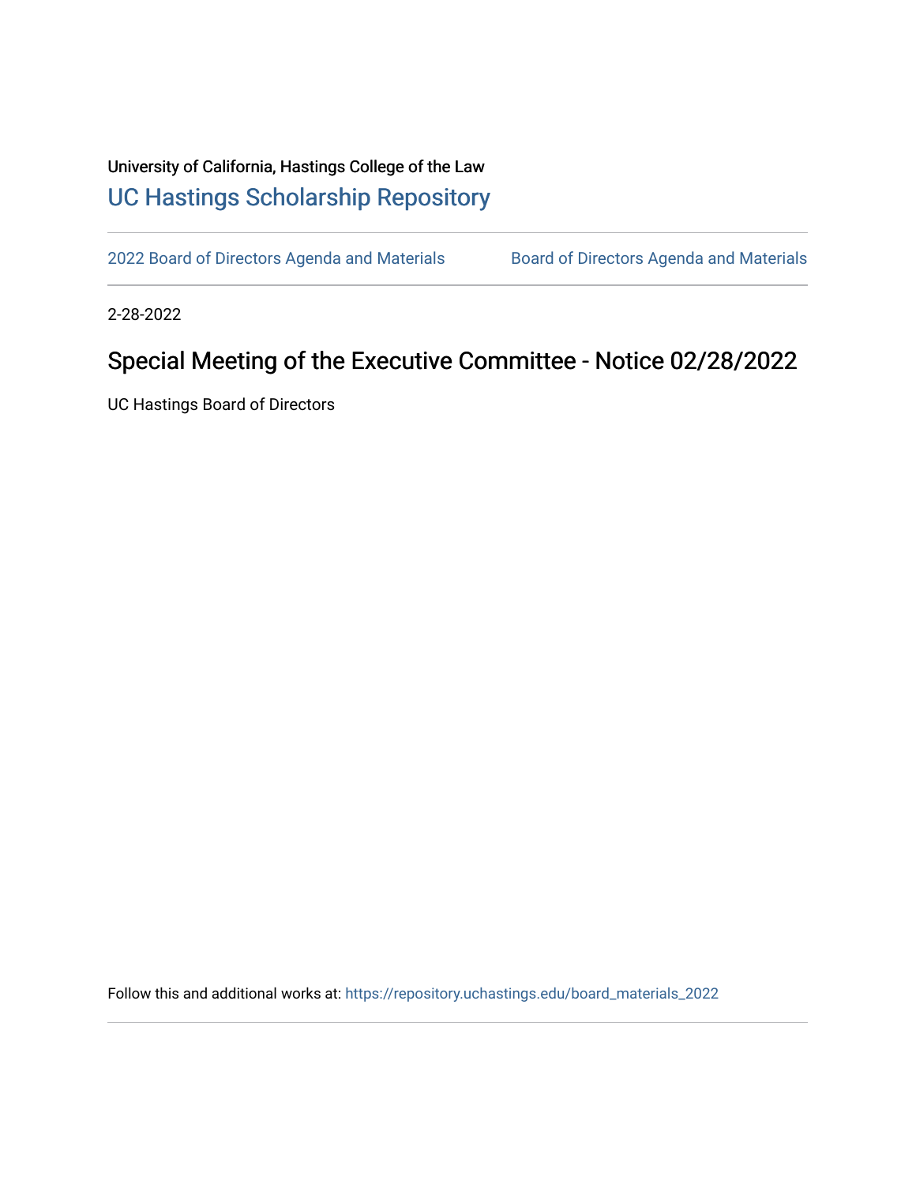University of California, Hastings College of the Law

# UC Hastings Scholarship Repository

2022 Board of Directors Agenda and Materials    Board of Directors Agenda and Materials

2-28-2022

## Special Meeting of the Executive Committee - Notice 02/28/2022

UC Hastings Board of Directors

Follow this and additional works at: https://repository.uchastings.edu/board_materials_2022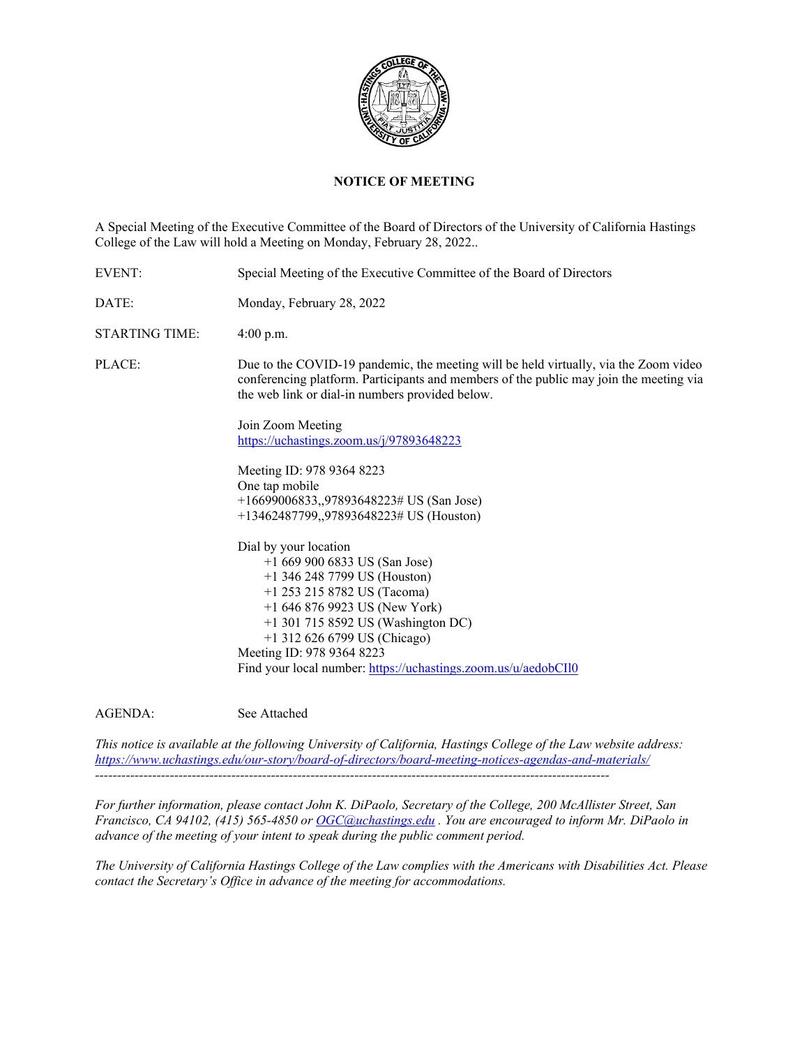# NOTICE OF MEETING

A Special Meeting of the Executive Committee of the Board of Directors of the University of California Hastings College of the Law will hold a Meeting on Monday, February 28, 2022..

| | |
|---|---|
| EVENT: | Special Meeting of the Executive Committee of the Board of Directors |
| DATE: | Monday, February 28, 2022 |
| STARTING TIME: | 4:00 p.m. |
| PLACE: | Due to the COVID-19 pandemic, the meeting will be held virtually, via the Zoom video conferencing platform. Participants and members of the public may join the meeting via the web link or dial-in numbers provided below. |

Join Zoom Meeting
https://uchastings.zoom.us/j/97893648223

Meeting ID: 978 9364 8223
One tap mobile
+16699006833,,97893648223# US (San Jose)
+13462487799,,97893648223# US (Houston)

Dial by your location
- +1 669 900 6833 US (San Jose)
- +1 346 248 7799 US (Houston)
- +1 253 215 8782 US (Tacoma)
- +1 646 876 9923 US (New York)
- +1 301 715 8592 US (Washington DC)
- +1 312 626 6799 US (Chicago)

Meeting ID: 978 9364 8223
Find your local number: https://uchastings.zoom.us/u/aedobCIl0

AGENDA: See Attached

*This notice is available at the following University of California, Hastings College of the Law website address:* *https://www.uchastings.edu/our-story/board-of-directors/board-meeting-notices-agendas-and-materials/*

---

*For further information, please contact John K. DiPaolo, Secretary of the College, 200 McAllister Street, San Francisco, CA 94102, (415) 565-4850 or OGC@uchastings.edu . You are encouraged to inform Mr. DiPaolo in advance of the meeting of your intent to speak during the public comment period.*

*The University of California Hastings College of the Law complies with the Americans with Disabilities Act. Please contact the Secretary's Office in advance of the meeting for accommodations.*